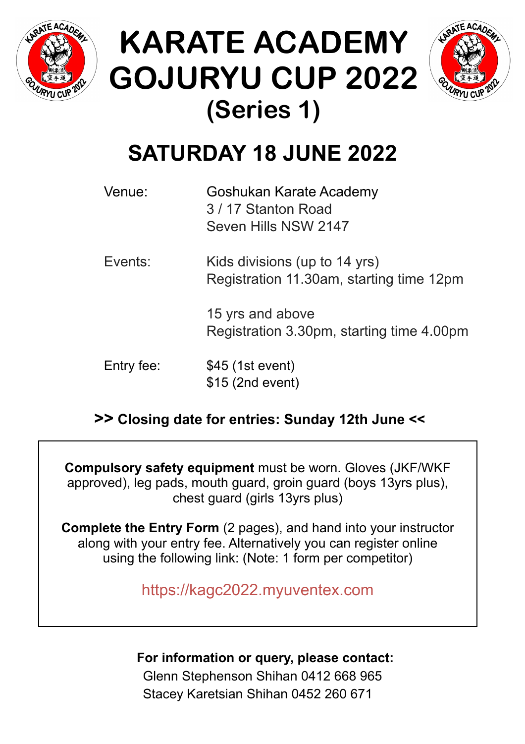# KARATE ACADEMY GOJURYU CUP 2022

## (Series 1)

## SATURDAY 18 JUNE 2022

| | |
|---|---|
| Venue: | Goshukan Karate Academy<br>3 / 17 Stanton Road<br>Seven Hills NSW 2147 |
| Events: | Kids divisions (up to 14 yrs)<br>Registration 11.30am, starting time 12pm |
| | 15 yrs and above<br>Registration 3.30pm, starting time 4.00pm |
| Entry fee: | $45 (1st event)<br>$15 (2nd event) |

**>> Closing date for entries: Sunday 12th June <<**

**Compulsory safety equipment** must be worn. Gloves (JKF/WKF approved), leg pads, mouth guard, groin guard (boys 13yrs plus), chest guard (girls 13yrs plus)

**Complete the Entry Form** (2 pages), and hand into your instructor along with your entry fee. Alternatively you can register online using the following link: (Note: 1 form per competitor)

https://kagc2022.myuventex.com

**For information or query, please contact:**

Glenn Stephenson Shihan 0412 668 965

Stacey Karetsian Shihan 0452 260 671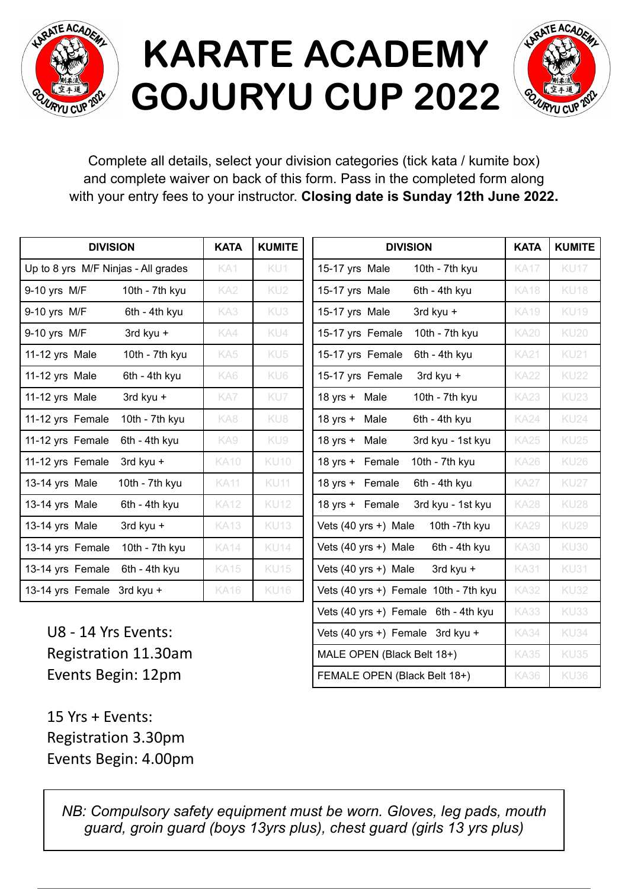# KARATE ACADEMY GOJURYU CUP 2022

Complete all details, select your division categories (tick kata / kumite box) and complete waiver on back of this form. Pass in the completed form along with your entry fees to your instructor. **Closing date is Sunday 12th June 2022.**

| DIVISION | KATA | KUMITE |
|---|---|---|
| Up to 8 yrs M/F Ninjas - All grades | KA1 | KU1 |
| 9-10 yrs M/F 10th - 7th kyu | KA2 | KU2 |
| 9-10 yrs M/F 6th - 4th kyu | KA3 | KU3 |
| 9-10 yrs M/F 3rd kyu + | KA4 | KU4 |
| 11-12 yrs Male 10th - 7th kyu | KA5 | KU5 |
| 11-12 yrs Male 6th - 4th kyu | KA6 | KU6 |
| 11-12 yrs Male 3rd kyu + | KA7 | KU7 |
| 11-12 yrs Female 10th - 7th kyu | KA8 | KU8 |
| 11-12 yrs Female 6th - 4th kyu | KA9 | KU9 |
| 11-12 yrs Female 3rd kyu + | KA10 | KU10 |
| 13-14 yrs Male 10th - 7th kyu | KA11 | KU11 |
| 13-14 yrs Male 6th - 4th kyu | KA12 | KU12 |
| 13-14 yrs Male 3rd kyu + | KA13 | KU13 |
| 13-14 yrs Female 10th - 7th kyu | KA14 | KU14 |
| 13-14 yrs Female 6th - 4th kyu | KA15 | KU15 |
| 13-14 yrs Female 3rd kyu + | KA16 | KU16 |

| DIVISION | KATA | KUMITE |
|---|---|---|
| 15-17 yrs Male 10th - 7th kyu | KA17 | KU17 |
| 15-17 yrs Male 6th - 4th kyu | KA18 | KU18 |
| 15-17 yrs Male 3rd kyu + | KA19 | KU19 |
| 15-17 yrs Female 10th - 7th kyu | KA20 | KU20 |
| 15-17 yrs Female 6th - 4th kyu | KA21 | KU21 |
| 15-17 yrs Female 3rd kyu + | KA22 | KU22 |
| 18 yrs + Male 10th - 7th kyu | KA23 | KU23 |
| 18 yrs + Male 6th - 4th kyu | KA24 | KU24 |
| 18 yrs + Male 3rd kyu - 1st kyu | KA25 | KU25 |
| 18 yrs + Female 10th - 7th kyu | KA26 | KU26 |
| 18 yrs + Female 6th - 4th kyu | KA27 | KU27 |
| 18 yrs + Female 3rd kyu - 1st kyu | KA28 | KU28 |
| Vets (40 yrs +) Male 10th -7th kyu | KA29 | KU29 |
| Vets (40 yrs +) Male 6th - 4th kyu | KA30 | KU30 |
| Vets (40 yrs +) Male 3rd kyu + | KA31 | KU31 |
| Vets (40 yrs +) Female 10th - 7th kyu | KA32 | KU32 |
| Vets (40 yrs +) Female 6th - 4th kyu | KA33 | KU33 |
| Vets (40 yrs +) Female 3rd kyu + | KA34 | KU34 |
| MALE OPEN (Black Belt 18+) | KA35 | KU35 |
| FEMALE OPEN (Black Belt 18+) | KA36 | KU36 |

U8 - 14 Yrs Events:
Registration 11.30am
Events Begin: 12pm

15 Yrs + Events:
Registration 3.30pm
Events Begin: 4.00pm

*NB: Compulsory safety equipment must be worn. Gloves, leg pads, mouth guard, groin guard (boys 13yrs plus), chest guard (girls 13 yrs plus)*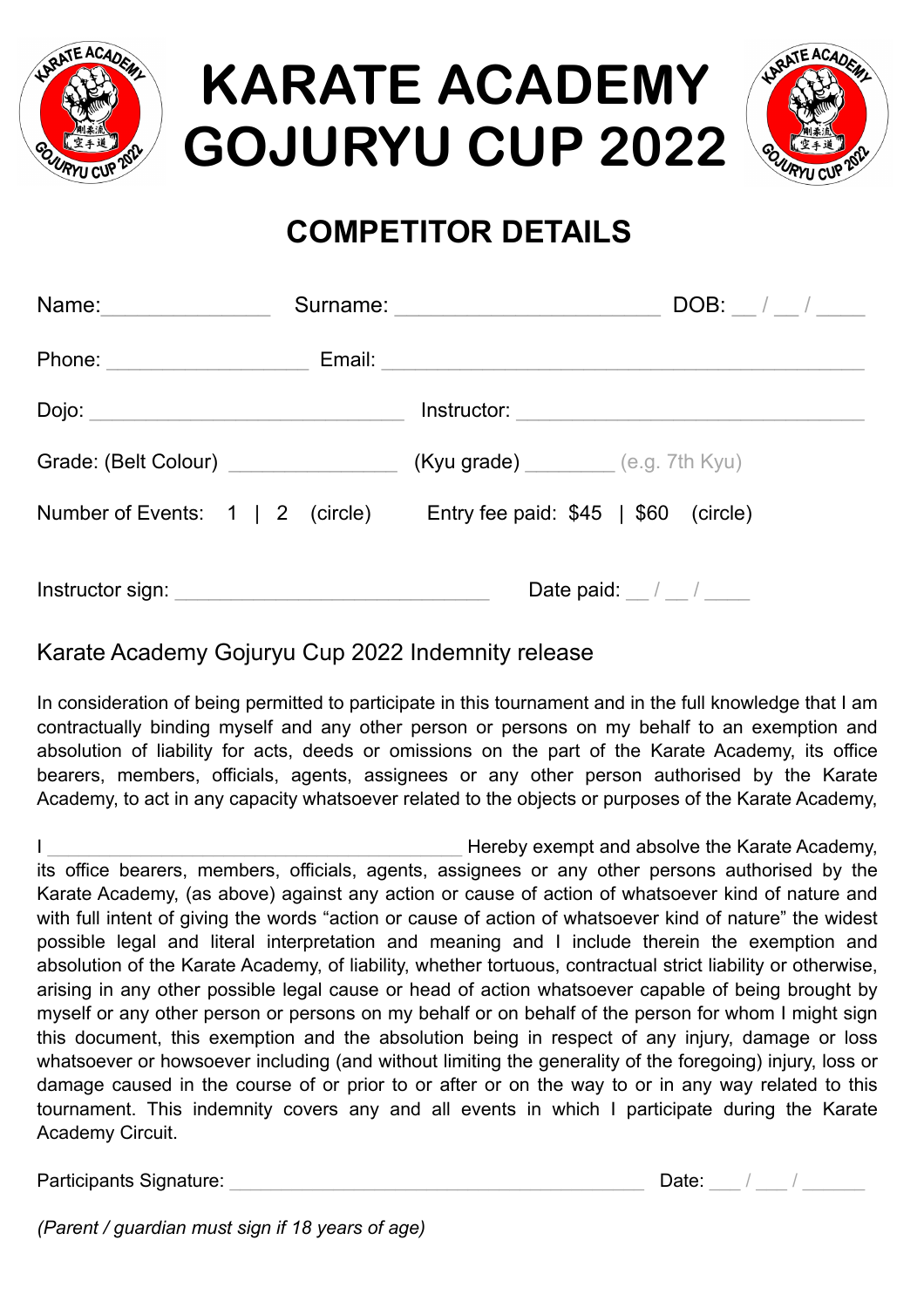# KARATE ACADEMY GOJURYU CUP 2022

## COMPETITOR DETAILS

Name:______________ Surname: ______________________ DOB: __ / __ / ____

Phone: _________________ Email: _________________________________________

Dojo: ___________________________ Instructor: ______________________________

Grade: (Belt Colour) ______________ (Kyu grade) ________ (e.g. 7th Kyu)

Number of Events: 1 | 2 (circle) Entry fee paid: $45 | $60 (circle)

Instructor sign: ___________________________ Date paid: __ / __ / ____

### Karate Academy Gojuryu Cup 2022 Indemnity release

In consideration of being permitted to participate in this tournament and in the full knowledge that I am contractually binding myself and any other person or persons on my behalf to an exemption and absolution of liability for acts, deeds or omissions on the part of the Karate Academy, its office bearers, members, officials, agents, assignees or any other person authorised by the Karate Academy, to act in any capacity whatsoever related to the objects or purposes of the Karate Academy,

I ________________________________________ Hereby exempt and absolve the Karate Academy, its office bearers, members, officials, agents, assignees or any other persons authorised by the Karate Academy, (as above) against any action or cause of action of whatsoever kind of nature and with full intent of giving the words "action or cause of action of whatsoever kind of nature" the widest possible legal and literal interpretation and meaning and I include therein the exemption and absolution of the Karate Academy, of liability, whether tortuous, contractual strict liability or otherwise, arising in any other possible legal cause or head of action whatsoever capable of being brought by myself or any other person or persons on my behalf or on behalf of the person for whom I might sign this document, this exemption and the absolution being in respect of any injury, damage or loss whatsoever or howsoever including (and without limiting the generality of the foregoing) injury, loss or damage caused in the course of or prior to or after or on the way to or in any way related to this tournament. This indemnity covers any and all events in which I participate during the Karate Academy Circuit.

Participants Signature: ________________________________________ Date: ___ / ___ / ______

*(Parent / guardian must sign if 18 years of age)*